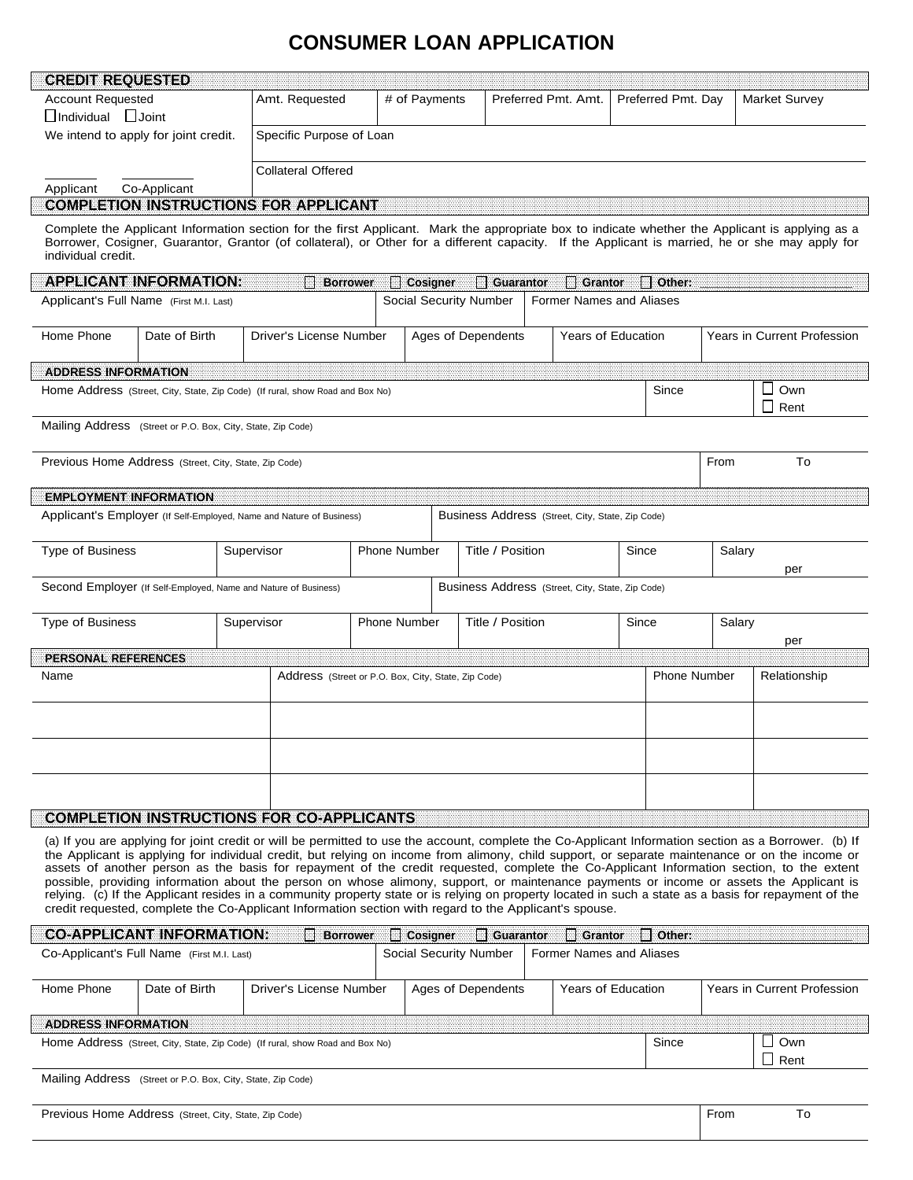# CONSUMER LOAN APPLICATION

## CREDIT REQUESTED

| Account Requested | Amt. Requested | # of Payments | Preferred Pmt. Amt. | Preferred Pmt. Day | Market Survey |
|---|---|---|---|---|---|
| ☐ Individual ☐ Joint | | | | | |
| We intend to apply for joint credit. | Specific Purpose of Loan | | | | |
| \_\_\_\_\_\_\_ \_\_\_\_\_\_\_ | Collateral Offered | | | | |
| Applicant Co-Applicant | | | | | |

## COMPLETION INSTRUCTIONS FOR APPLICANT

Complete the Applicant Information section for the first Applicant. Mark the appropriate box to indicate whether the Applicant is applying as a Borrower, Cosigner, Guarantor, Grantor (of collateral), or Other for a different capacity. If the Applicant is married, he or she may apply for individual credit.

## APPLICANT INFORMATION: ☐ Borrower ☐ Cosigner ☐ Guarantor ☐ Grantor ☐ Other: \_\_\_\_\_\_\_\_

| Applicant's Full Name (First M.I. Last) | | | Social Security Number | Former Names and Aliases | |
|---|---|---|---|---|---|
| | | | | | |
| **Home Phone** | **Date of Birth** | **Driver's License Number** | **Ages of Dependents** | **Years of Education** | **Years in Current Profession** |
| | | | | | |

### ADDRESS INFORMATION

| Home Address (Street, City, State, Zip Code) (If rural, show Road and Box No) | Since | ☐ Own ☐ Rent |
|---|---|---|
| | | |
| **Mailing Address** (Street or P.O. Box, City, State, Zip Code) | | |
| | | |
| **Previous Home Address** (Street, City, State, Zip Code) | From | To |
| | | |

### EMPLOYMENT INFORMATION

| Applicant's Employer (If Self-Employed, Name and Nature of Business) | | | Business Address (Street, City, State, Zip Code) | | |
|---|---|---|---|---|---|
| | | | | | |
| **Type of Business** | **Supervisor** | **Phone Number** | **Title / Position** | **Since** | **Salary** per |
| | | | | | |
| **Second Employer** (If Self-Employed, Name and Nature of Business) | | | **Business Address** (Street, City, State, Zip Code) | | |
| | | | | | |
| **Type of Business** | **Supervisor** | **Phone Number** | **Title / Position** | **Since** | **Salary** per |
| | | | | | |

### PERSONAL REFERENCES

| Name | Address (Street or P.O. Box, City, State, Zip Code) | Phone Number | Relationship |
|---|---|---|---|
| | | | |
| | | | |
| | | | |

## COMPLETION INSTRUCTIONS FOR CO-APPLICANTS

(a) If you are applying for joint credit or will be permitted to use the account, complete the Co-Applicant Information section as a Borrower. (b) If the Applicant is applying for individual credit, but relying on income from alimony, child support, or separate maintenance or on the income or assets of another person as the basis for repayment of the credit requested, complete the Co-Applicant Information section, to the extent possible, providing information about the person on whose alimony, support, or maintenance payments or income or assets the Applicant is relying. (c) If the Applicant resides in a community property state or is relying on property located in such a state as a basis for repayment of the credit requested, complete the Co-Applicant Information section with regard to the Applicant's spouse.

## CO-APPLICANT INFORMATION: ☐ Borrower ☐ Cosigner ☐ Guarantor ☐ Grantor ☐ Other:

| Co-Applicant's Full Name (First M.I. Last) | | | Social Security Number | Former Names and Aliases | |
|---|---|---|---|---|---|
| | | | | | |
| **Home Phone** | **Date of Birth** | **Driver's License Number** | **Ages of Dependents** | **Years of Education** | **Years in Current Profession** |
| | | | | | |

### ADDRESS INFORMATION

| Home Address (Street, City, State, Zip Code) (If rural, show Road and Box No) | Since | ☐ Own ☐ Rent |
|---|---|---|
| | | |
| **Mailing Address** (Street or P.O. Box, City, State, Zip Code) | | |
| | | |
| **Previous Home Address** (Street, City, State, Zip Code) | From | To |
| | | |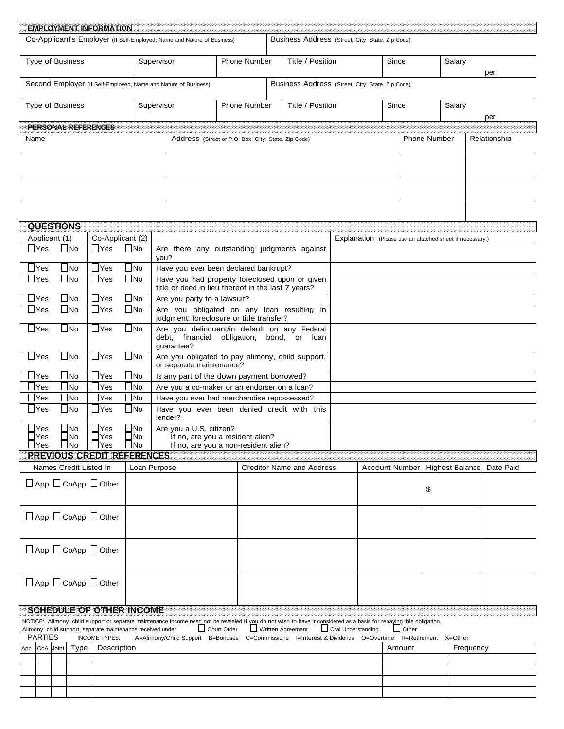## EMPLOYMENT INFORMATION

| Co-Applicant's Employer (If Self-Employed, Name and Nature of Business) | | | Business Address (Street, City, State, Zip Code) | | |
|---|---|---|---|---|---|
| | | | | | |
| **Type of Business** | **Supervisor** | **Phone Number** | **Title / Position** | **Since** | **Salary** per |
| | | | | | |
| **Second Employer** (If Self-Employed, Name and Nature of Business) | | | **Business Address** (Street, City, State, Zip Code) | | |
| | | | | | |
| **Type of Business** | **Supervisor** | **Phone Number** | **Title / Position** | **Since** | **Salary** per |
| | | | | | |

## PERSONAL REFERENCES

| Name | Address (Street or P.O. Box, City, State, Zip Code) | Phone Number | Relationship |
|---|---|---|---|
| | | | |
| | | | |
| | | | |
| | | | |

## QUESTIONS

| Applicant (1) | | Co-Applicant (2) | | | Explanation (Please use an attached sheet if necessary.) |
|---|---|---|---|---|---|
| ☐ Yes | ☐ No | ☐ Yes | ☐ No | Are there any outstanding judgments against you? | |
| ☐ Yes | ☐ No | ☐ Yes | ☐ No | Have you ever been declared bankrupt? | |
| ☐ Yes | ☐ No | ☐ Yes | ☐ No | Have you had property foreclosed upon or given title or deed in lieu thereof in the last 7 years? | |
| ☐ Yes | ☐ No | ☐ Yes | ☐ No | Are you party to a lawsuit? | |
| ☐ Yes | ☐ No | ☐ Yes | ☐ No | Are you obligated on any loan resulting in judgment, foreclosure or title transfer? | |
| ☐ Yes | ☐ No | ☐ Yes | ☐ No | Are you delinquent/in default on any Federal debt, financial obligation, bond, or loan guarantee? | |
| ☐ Yes | ☐ No | ☐ Yes | ☐ No | Are you obligated to pay alimony, child support, or separate maintenance? | |
| ☐ Yes | ☐ No | ☐ Yes | ☐ No | Is any part of the down payment borrowed? | |
| ☐ Yes | ☐ No | ☐ Yes | ☐ No | Are you a co-maker or an endorser on a loan? | |
| ☐ Yes | ☐ No | ☐ Yes | ☐ No | Have you ever had merchandise repossessed? | |
| ☐ Yes | ☐ No | ☐ Yes | ☐ No | Have you ever been denied credit with this lender? | |
| ☐ Yes<br>☐ Yes<br>☐ Yes | ☐ No<br>☐ No<br>☐ No | ☐ Yes<br>☐ Yes<br>☐ Yes | ☐ No<br>☐ No<br>☐ No | Are you a U.S. citizen?<br>If no, are you a resident alien?<br>If no, are you a non-resident alien? | |

## PREVIOUS CREDIT REFERENCES

| Names Credit Listed In | Loan Purpose | Creditor Name and Address | Account Number | Highest Balance | Date Paid |
|---|---|---|---|---|---|
| ☐ App ☐ CoApp ☐ Other | | | | $ | |
| ☐ App ☐ CoApp ☐ Other | | | | | |
| ☐ App ☐ CoApp ☐ Other | | | | | |
| ☐ App ☐ CoApp ☐ Other | | | | | |

## SCHEDULE OF OTHER INCOME

NOTICE: Alimony, child support or separate maintenance income need not be revealed if you do not wish to have it considered as a basis for repaying this obligation.

Alimony, child support, separate maintenance received under ☐ Court Order ☐ Written Agreement ☐ Oral Understanding ☐ Other

PARTIES INCOME TYPES: A=Alimony/Child Support B=Bonuses C=Commissions I=Interest & Dividends O=Overtime R=Retirement X=Other

| App | CoA | Joint | Type | Description | Amount | Frequency |
|---|---|---|---|---|---|---|
| | | | | | | |
| | | | | | | |
| | | | | | | |
| | | | | | | |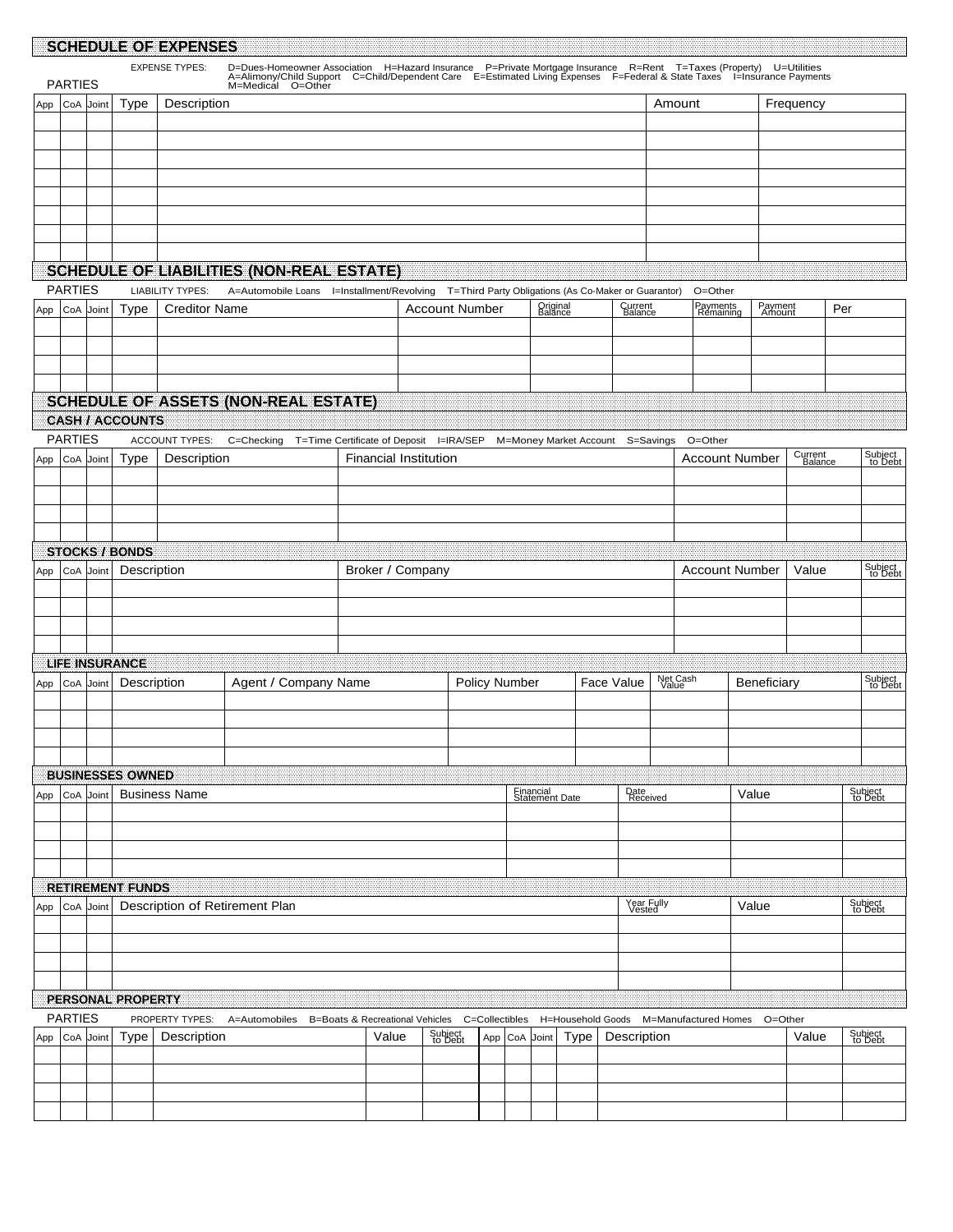## SCHEDULE OF EXPENSES

PARTIES

EXPENSE TYPES: D=Dues-Homeowner Association H=Hazard Insurance P=Private Mortgage Insurance R=Rent T=Taxes (Property) U=Utilities A=Alimony/Child Support C=Child/Dependent Care E=Estimated Living Expenses F=Federal & State Taxes I=Insurance Payments M=Medical O=Other

| App | CoA | Joint | Type | Description | Amount | Frequency |
|---|---|---|---|---|---|---|
| | | | | | | |
| | | | | | | |
| | | | | | | |
| | | | | | | |
| | | | | | | |
| | | | | | | |
| | | | | | | |
| | | | | | | |

## SCHEDULE OF LIABILITIES (NON-REAL ESTATE)

PARTIES

LIABILITY TYPES: A=Automobile Loans I=Installment/Revolving T=Third Party Obligations (As Co-Maker or Guarantor) O=Other

| App | CoA | Joint | Type | Creditor Name | Account Number | Original Balance | Current Balance | Payments Remaining | Payment Amount | Per |
|---|---|---|---|---|---|---|---|---|---|---|
| | | | | | | | | | | |
| | | | | | | | | | | |
| | | | | | | | | | | |
| | | | | | | | | | | |

## SCHEDULE OF ASSETS (NON-REAL ESTATE)

### CASH / ACCOUNTS

PARTIES

ACCOUNT TYPES: C=Checking T=Time Certificate of Deposit I=IRA/SEP M=Money Market Account S=Savings O=Other

| App | CoA | Joint | Type | Description | Financial Institution | Account Number | Current Balance | Subject to Debt |
|---|---|---|---|---|---|---|---|---|
| | | | | | | | | |
| | | | | | | | | |
| | | | | | | | | |
| | | | | | | | | |

### STOCKS / BONDS

| App | CoA | Joint | Description | Broker / Company | Account Number | Value | Subject to Debt |
|---|---|---|---|---|---|---|---|
| | | | | | | | |
| | | | | | | | |
| | | | | | | | |
| | | | | | | | |

### LIFE INSURANCE

| App | CoA | Joint | Description | Agent / Company Name | Policy Number | Face Value | Net Cash Value | Beneficiary | Subject to Debt |
|---|---|---|---|---|---|---|---|---|---|
| | | | | | | | | | |
| | | | | | | | | | |
| | | | | | | | | | |
| | | | | | | | | | |

### BUSINESSES OWNED

| App | CoA | Joint | Business Name | Financial Statement Date | Date Received | Value | Subject to Debt |
|---|---|---|---|---|---|---|---|
| | | | | | | | |
| | | | | | | | |
| | | | | | | | |
| | | | | | | | |

### RETIREMENT FUNDS

| App | CoA | Joint | Description of Retirement Plan | Year Fully Vested | Value | Subject to Debt |
|---|---|---|---|---|---|---|
| | | | | | | |
| | | | | | | |
| | | | | | | |
| | | | | | | |

### PERSONAL PROPERTY

PARTIES

PROPERTY TYPES: A=Automobiles B=Boats & Recreational Vehicles C=Collectibles H=Household Goods M=Manufactured Homes O=Other

| App | CoA | Joint | Type | Description | Value | Subject to Debt | App | CoA | Joint | Type | Description | Value | Subject to Debt |
|---|---|---|---|---|---|---|---|---|---|---|---|---|---|
| | | | | | | | | | | | | | |
| | | | | | | | | | | | | | |
| | | | | | | | | | | | | | |
| | | | | | | | | | | | | | |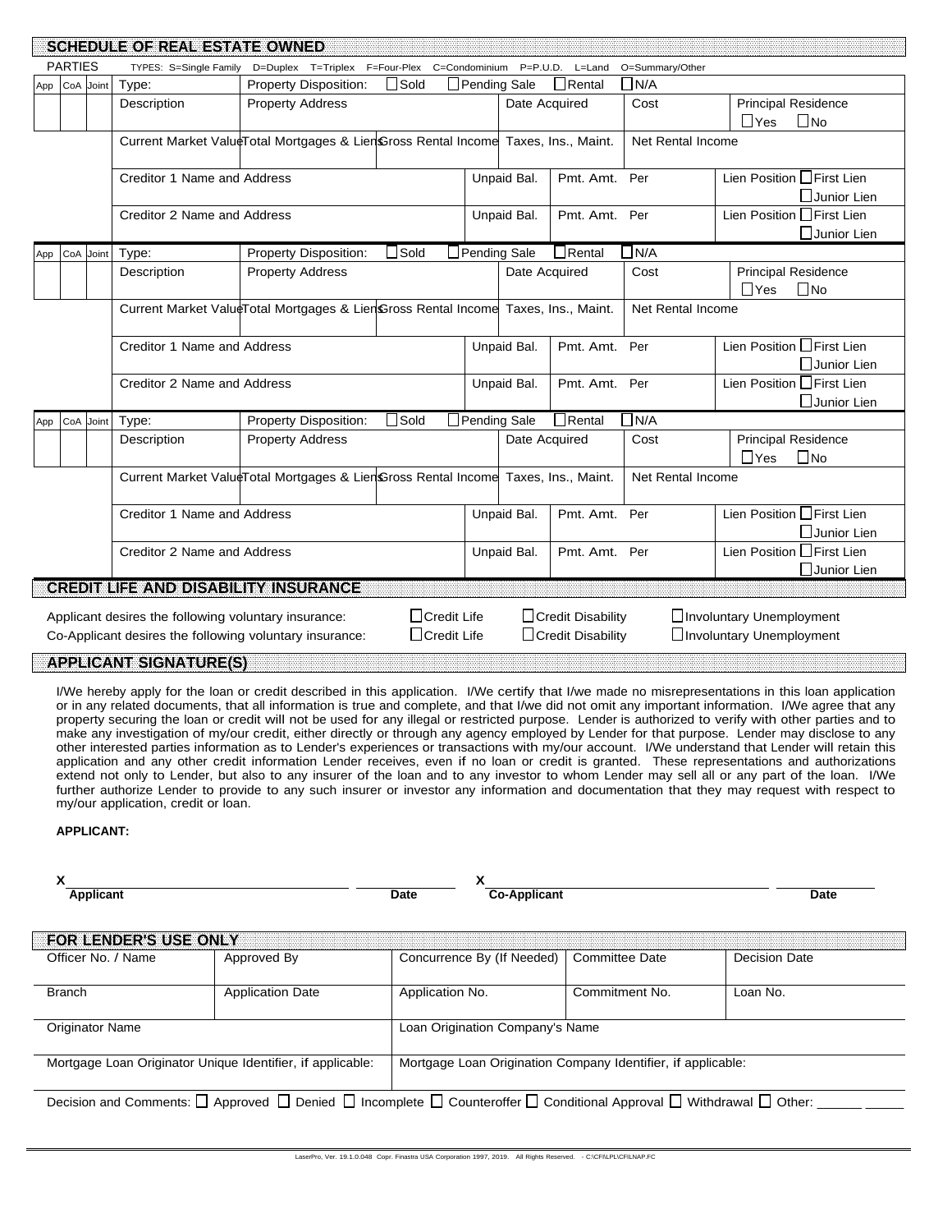## SCHEDULE OF REAL ESTATE OWNED

PARTIES TYPES: S=Single Family D=Duplex T=Triplex F=Four-Plex C=Condominium P=P.U.D. L=Land O=Summary/Other

| App | CoA | Joint | Type: | Property Disposition: ☐ Sold | ☐ Pending Sale | ☐ Rental | ☐ N/A | |
|---|---|---|---|---|---|---|---|---|
| | | | Description | Property Address | | Date Acquired | Cost | Principal Residence ☐ Yes ☐ No |
| | | | Current Market Value | Total Mortgages & Liens | Gross Rental Income | Taxes, Ins., Maint. | Net Rental Income | |
| | | | Creditor 1 Name and Address | | Unpaid Bal. | Pmt. Amt. | Per | Lien Position ☐ First Lien ☐ Junior Lien |
| | | | Creditor 2 Name and Address | | Unpaid Bal. | Pmt. Amt. | Per | Lien Position ☐ First Lien ☐ Junior Lien |
| App | CoA | Joint | Type: | Property Disposition: ☐ Sold | ☐ Pending Sale | ☐ Rental | ☐ N/A | |
| | | | Description | Property Address | | Date Acquired | Cost | Principal Residence ☐ Yes ☐ No |
| | | | Current Market Value | Total Mortgages & Liens | Gross Rental Income | Taxes, Ins., Maint. | Net Rental Income | |
| | | | Creditor 1 Name and Address | | Unpaid Bal. | Pmt. Amt. | Per | Lien Position ☐ First Lien ☐ Junior Lien |
| | | | Creditor 2 Name and Address | | Unpaid Bal. | Pmt. Amt. | Per | Lien Position ☐ First Lien ☐ Junior Lien |
| App | CoA | Joint | Type: | Property Disposition: ☐ Sold | ☐ Pending Sale | ☐ Rental | ☐ N/A | |
| | | | Description | Property Address | | Date Acquired | Cost | Principal Residence ☐ Yes ☐ No |
| | | | Current Market Value | Total Mortgages & Liens | Gross Rental Income | Taxes, Ins., Maint. | Net Rental Income | |
| | | | Creditor 1 Name and Address | | Unpaid Bal. | Pmt. Amt. | Per | Lien Position ☐ First Lien ☐ Junior Lien |
| | | | Creditor 2 Name and Address | | Unpaid Bal. | Pmt. Amt. | Per | Lien Position ☐ First Lien ☐ Junior Lien |

## CREDIT LIFE AND DISABILITY INSURANCE

Applicant desires the following voluntary insurance: ☐ Credit Life ☐ Credit Disability ☐ Involuntary Unemployment

Co-Applicant desires the following voluntary insurance: ☐ Credit Life ☐ Credit Disability ☐ Involuntary Unemployment

## APPLICANT SIGNATURE(S)

I/We hereby apply for the loan or credit described in this application. I/We certify that I/we made no misrepresentations in this loan application or in any related documents, that all information is true and complete, and that I/we did not omit any important information. I/We agree that any property securing the loan or credit will not be used for any illegal or restricted purpose. Lender is authorized to verify with other parties and to make any investigation of my/our credit, either directly or through any agency employed by Lender for that purpose. Lender may disclose to any other interested parties information as to Lender's experiences or transactions with my/our account. I/We understand that Lender will retain this application and any other credit information Lender receives, even if no loan or credit is granted. These representations and authorizations extend not only to Lender, but also to any insurer of the loan and to any investor to whom Lender may sell all or any part of the loan. I/We further authorize Lender to provide to any such insurer or investor any information and documentation that they may request with respect to my/our application, credit or loan.

**APPLICANT:**

X ______________________________ ____________ X ______________________________ ____________

**Applicant** **Date** **Co-Applicant** **Date**

## FOR LENDER'S USE ONLY

| Officer No. / Name | Approved By | Concurrence By (If Needed) | Committee Date | Decision Date |
|---|---|---|---|---|
| Branch | Application Date | Application No. | Commitment No. | Loan No. |
| Originator Name | | Loan Origination Company's Name | | |
| Mortgage Loan Originator Unique Identifier, if applicable: | | Mortgage Loan Origination Company Identifier, if applicable: | | |

Decision and Comments: ☐ Approved ☐ Denied ☐ Incomplete ☐ Counteroffer ☐ Conditional Approval ☐ Withdrawal ☐ Other: ______ _____

LaserPro, Ver. 19.1.0.048 Copr. Finastra USA Corporation 1997, 2019. All Rights Reserved. - C:\CFI\LPL\CFILNAP.FC